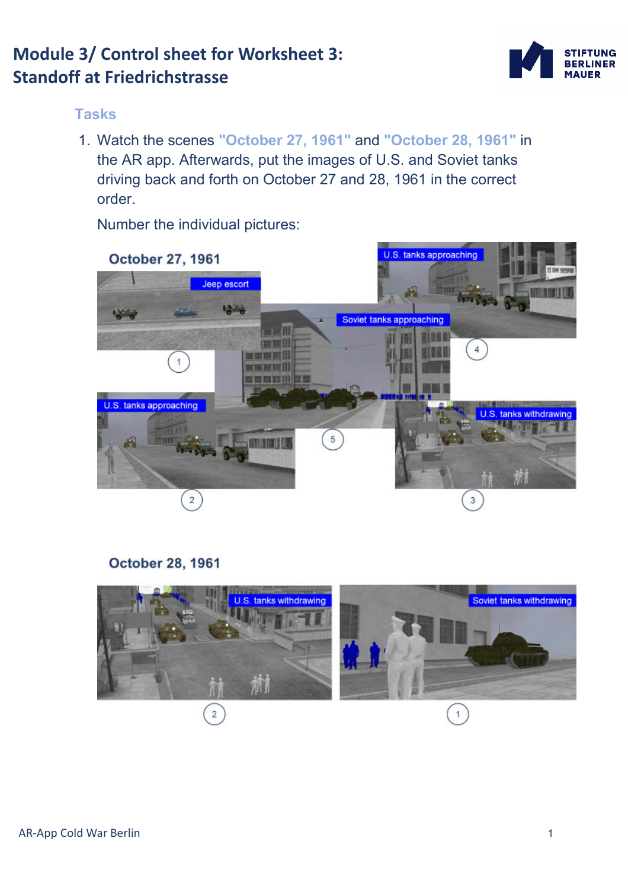# Module 3/ Control sheet for Worksheet 3: Standoff at Friedrichstrasse

STIFTUNG BERLINER MAUER

## Tasks

1. Watch the scenes **"October 27, 1961"** and **"October 28, 1961"** in the AR app. Afterwards, put the images of U.S. and Soviet tanks driving back and forth on October 27 and 28, 1961 in the correct order.

   Number the individual pictures:

### October 27, 1961

Jeep escort

1

U.S. tanks approaching

4

Soviet tanks approaching

5

U.S. tanks approaching

2

U.S. tanks withdrawing

3

### October 28, 1961

U.S. tanks withdrawing

2

Soviet tanks withdrawing

1

AR-App Cold War Berlin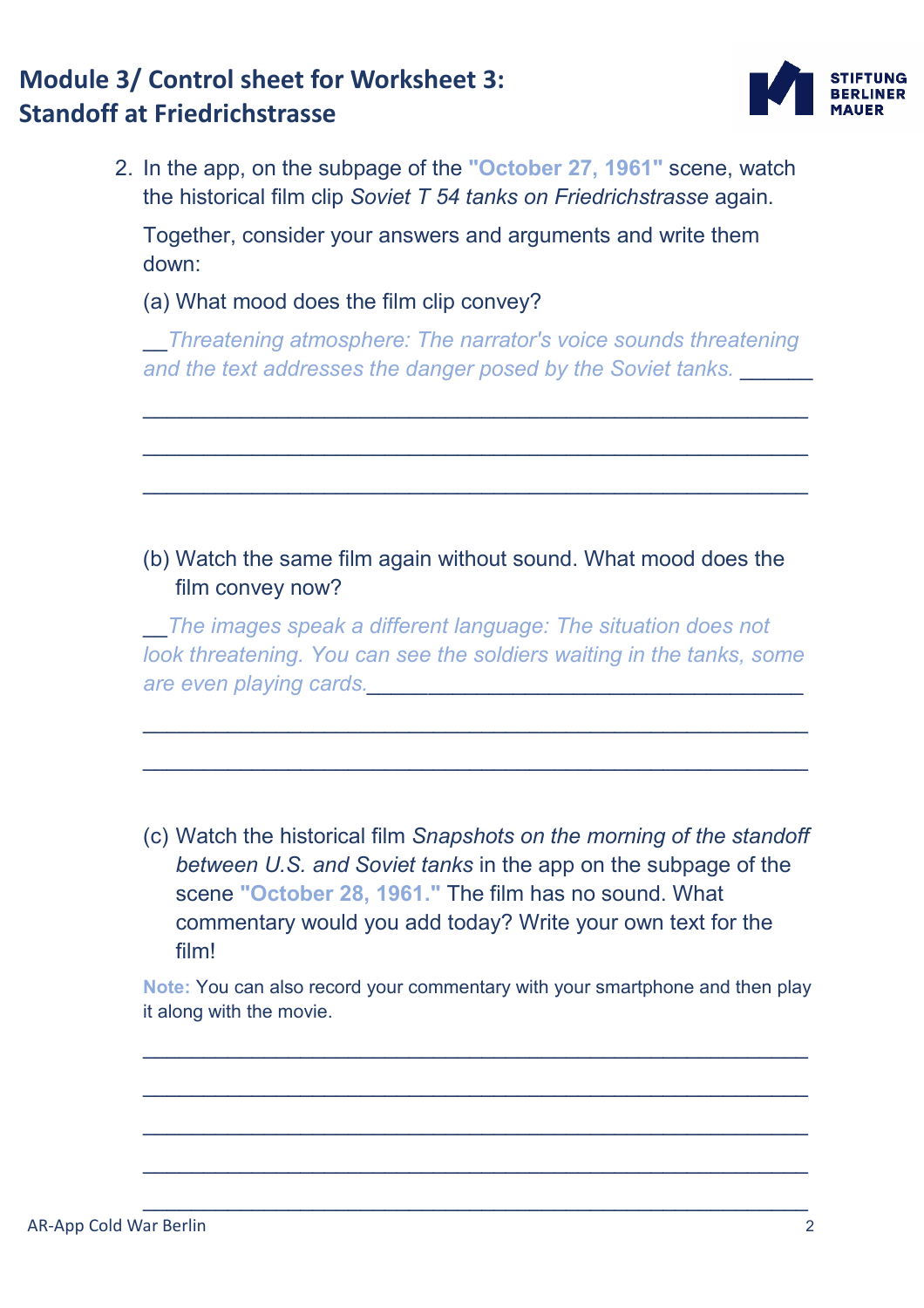# Module 3/ Control sheet for Worksheet 3: Standoff at Friedrichstrasse

2. In the app, on the subpage of the **"October 27, 1961"** scene, watch the historical film clip *Soviet T 54 tanks on Friedrichstrasse* again.

   Together, consider your answers and arguments and write them down:

   (a) What mood does the film clip convey?

   __*Threatening atmosphere: The narrator's voice sounds threatening and the text addresses the danger posed by the Soviet tanks.* ______

   ________________________________________________

   ________________________________________________

   ________________________________________________

   (b) Watch the same film again without sound. What mood does the film convey now?

   __*The images speak a different language: The situation does not look threatening. You can see the soldiers waiting in the tanks, some are even playing cards.*__________________________________

   ________________________________________________

   ________________________________________________

   (c) Watch the historical film *Snapshots on the morning of the standoff between U.S. and Soviet tanks* in the app on the subpage of the scene **"October 28, 1961."** The film has no sound. What commentary would you add today? Write your own text for the film!

   **Note:** You can also record your commentary with your smartphone and then play it along with the movie.

   ________________________________________________

   ________________________________________________

   ________________________________________________

   ________________________________________________

   ________________________________________________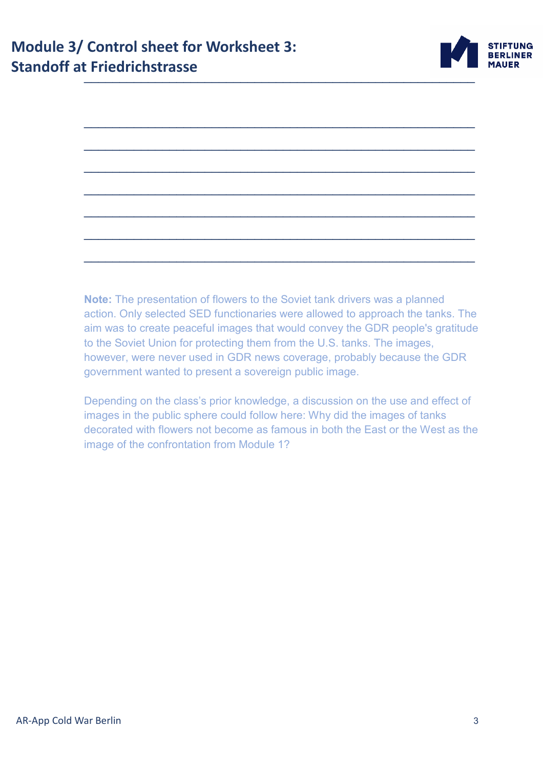# Module 3/ Control sheet for Worksheet 3: Standoff at Friedrichstrasse

_______________________________________________________________

_______________________________________________________________

_______________________________________________________________

_______________________________________________________________

_______________________________________________________________

_______________________________________________________________

_______________________________________________________________

_______________________________________________________________

**Note:** The presentation of flowers to the Soviet tank drivers was a planned action. Only selected SED functionaries were allowed to approach the tanks. The aim was to create peaceful images that would convey the GDR people's gratitude to the Soviet Union for protecting them from the U.S. tanks. The images, however, were never used in GDR news coverage, probably because the GDR government wanted to present a sovereign public image.

Depending on the class's prior knowledge, a discussion on the use and effect of images in the public sphere could follow here: Why did the images of tanks decorated with flowers not become as famous in both the East or the West as the image of the confrontation from Module 1?